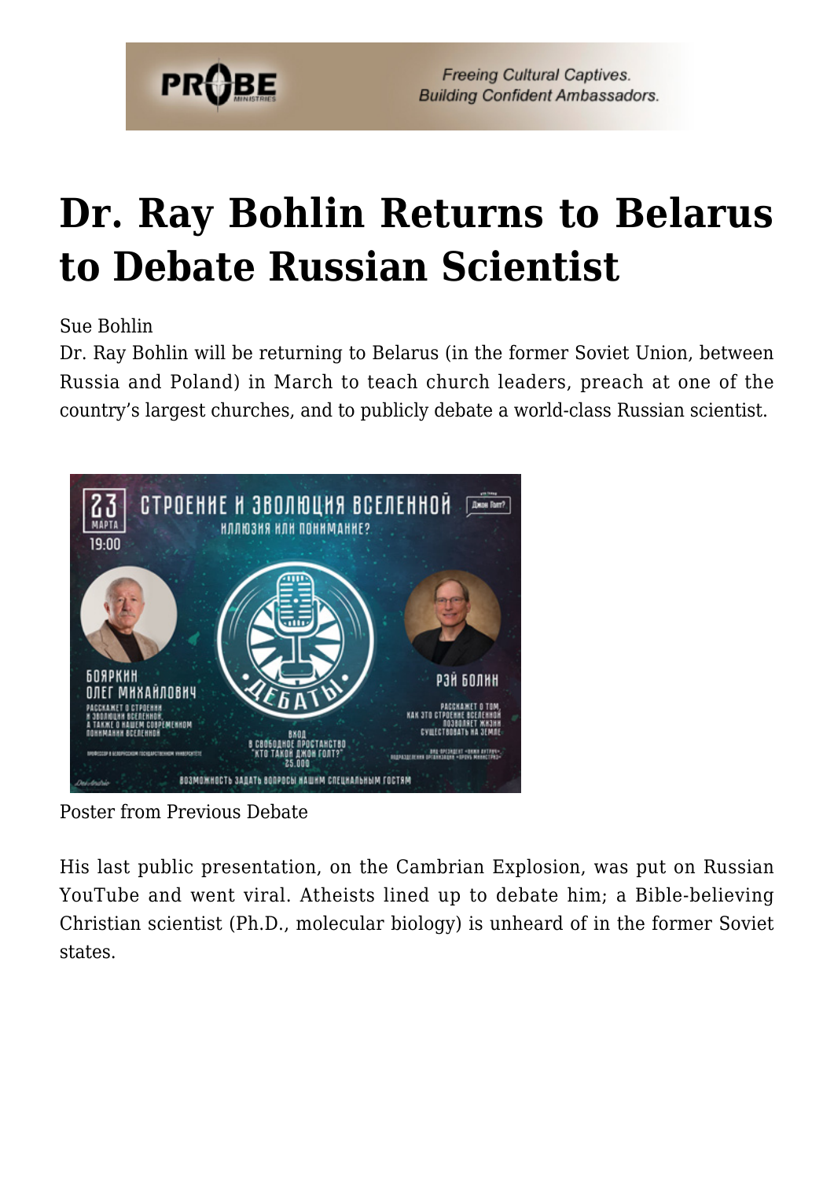# Dr. Ray Bohlin Returns to Belarus to Debate Russian Scientist

Sue Bohlin

Dr. Ray Bohlin will be returning to Belarus (in the former Soviet Union, between Russia and Poland) in March to teach church leaders, preach at one of the country's largest churches, and to publicly debate a world-class Russian scientist.

Poster from Previous Debate

His last public presentation, on the Cambrian Explosion, was put on Russian YouTube and went viral. Atheists lined up to debate him; a Bible-believing Christian scientist (Ph.D., molecular biology) is unheard of in the former Soviet states.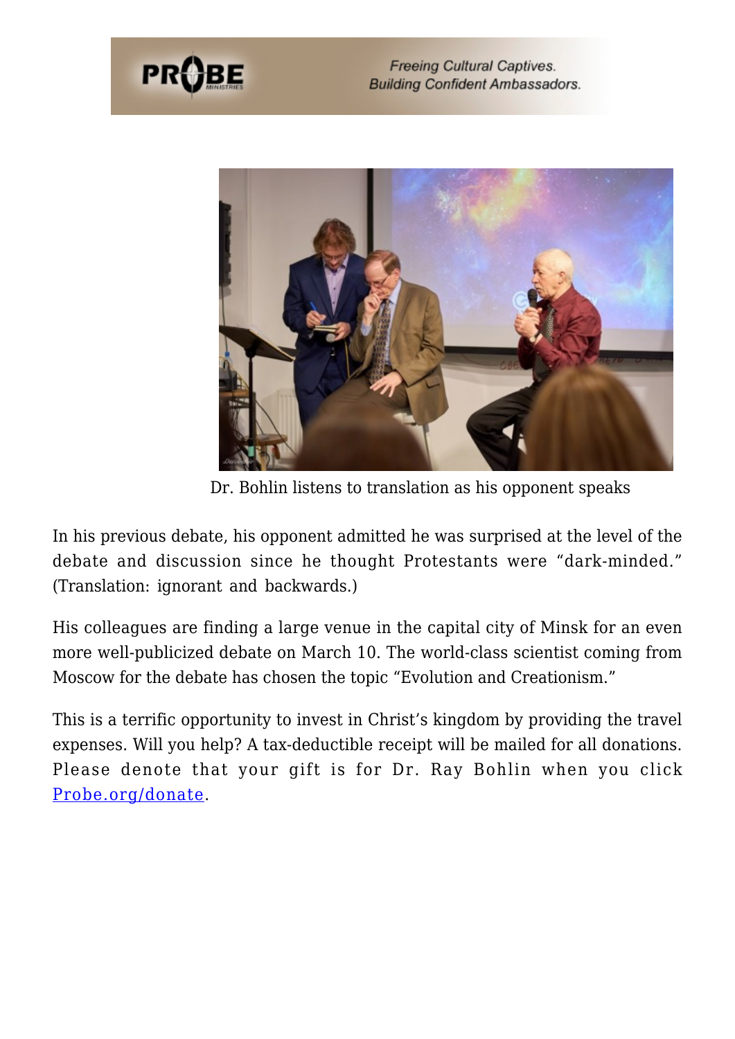Dr. Bohlin listens to translation as his opponent speaks

In his previous debate, his opponent admitted he was surprised at the level of the debate and discussion since he thought Protestants were "dark-minded." (Translation: ignorant and backwards.)

His colleagues are finding a large venue in the capital city of Minsk for an even more well-publicized debate on March 10. The world-class scientist coming from Moscow for the debate has chosen the topic "Evolution and Creationism."

This is a terrific opportunity to invest in Christ's kingdom by providing the travel expenses. Will you help? A tax-deductible receipt will be mailed for all donations. Please denote that your gift is for Dr. Ray Bohlin when you click [Probe.org/donate](Probe.org/donate).